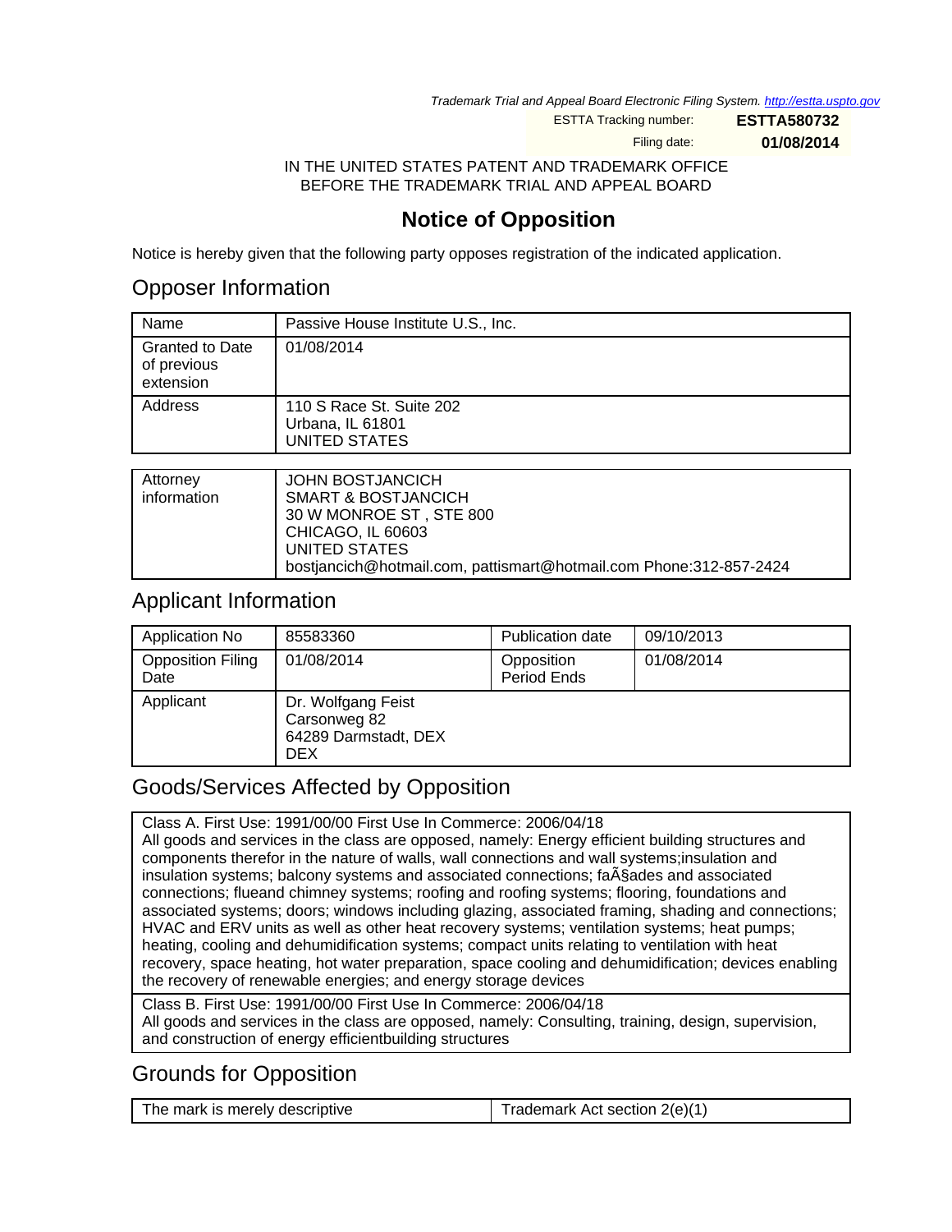*Trademark Trial and Appeal Board Electronic Filing System. http://estta.uspto.gov*

| ESTTA Tracking number: | **ESTTA580732** |
| --- | --- |
| Filing date: | **01/08/2014** |

IN THE UNITED STATES PATENT AND TRADEMARK OFFICE
BEFORE THE TRADEMARK TRIAL AND APPEAL BOARD

# Notice of Opposition

Notice is hereby given that the following party opposes registration of the indicated application.

## Opposer Information

| Name | Passive House Institute U.S., Inc. |
| --- | --- |
| Granted to Date of previous extension | 01/08/2014 |
| Address | 110 S Race St. Suite 202<br>Urbana, IL 61801<br>UNITED STATES |

| Attorney information | JOHN BOSTJANCICH<br>SMART & BOSTJANCICH<br>30 W MONROE ST , STE 800<br>CHICAGO, IL 60603<br>UNITED STATES<br>bostjancich@hotmail.com, pattismart@hotmail.com Phone:312-857-2424 |
| --- | --- |

## Applicant Information

| Application No | 85583360 | Publication date | 09/10/2013 |
| --- | --- | --- | --- |
| Opposition Filing Date | 01/08/2014 | Opposition Period Ends | 01/08/2014 |
| Applicant | Dr. Wolfgang Feist<br>Carsonweg 82<br>64289 Darmstadt, DEX<br>DEX | | |

## Goods/Services Affected by Opposition

| Class A. First Use: 1991/00/00 First Use In Commerce: 2006/04/18<br>All goods and services in the class are opposed, namely: Energy efficient building structures and components therefor in the nature of walls, wall connections and wall systems;insulation and insulation systems; balcony systems and associated connections; faÃ§ades and associated connections; flueand chimney systems; roofing and roofing systems; flooring, foundations and associated systems; doors; windows including glazing, associated framing, shading and connections; HVAC and ERV units as well as other heat recovery systems; ventilation systems; heat pumps; heating, cooling and dehumidification systems; compact units relating to ventilation with heat recovery, space heating, hot water preparation, space cooling and dehumidification; devices enabling the recovery of renewable energies; and energy storage devices |
| --- |
| Class B. First Use: 1991/00/00 First Use In Commerce: 2006/04/18<br>All goods and services in the class are opposed, namely: Consulting, training, design, supervision, and construction of energy efficientbuilding structures |

## Grounds for Opposition

| The mark is merely descriptive | Trademark Act section 2(e)(1) |
| --- | --- |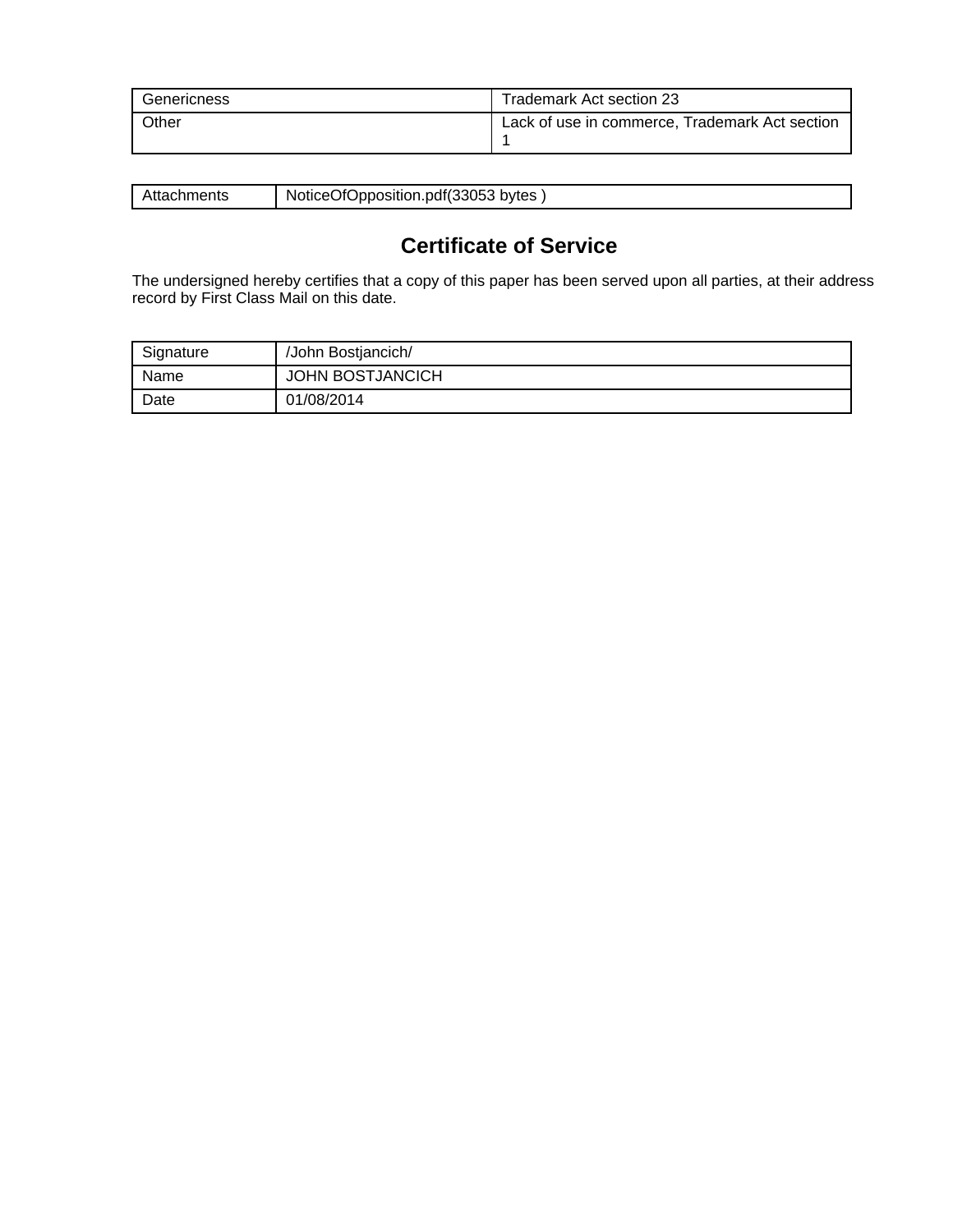| Genericness | Trademark Act section 23 |
| --- | --- |
| Other | Lack of use in commerce, Trademark Act section 1 |

| Attachments | NoticeOfOpposition.pdf(33053 bytes ) |
| --- | --- |

## Certificate of Service

The undersigned hereby certifies that a copy of this paper has been served upon all parties, at their address record by First Class Mail on this date.

| Signature | /John Bostjancich/ |
| --- | --- |
| Name | JOHN BOSTJANCICH |
| Date | 01/08/2014 |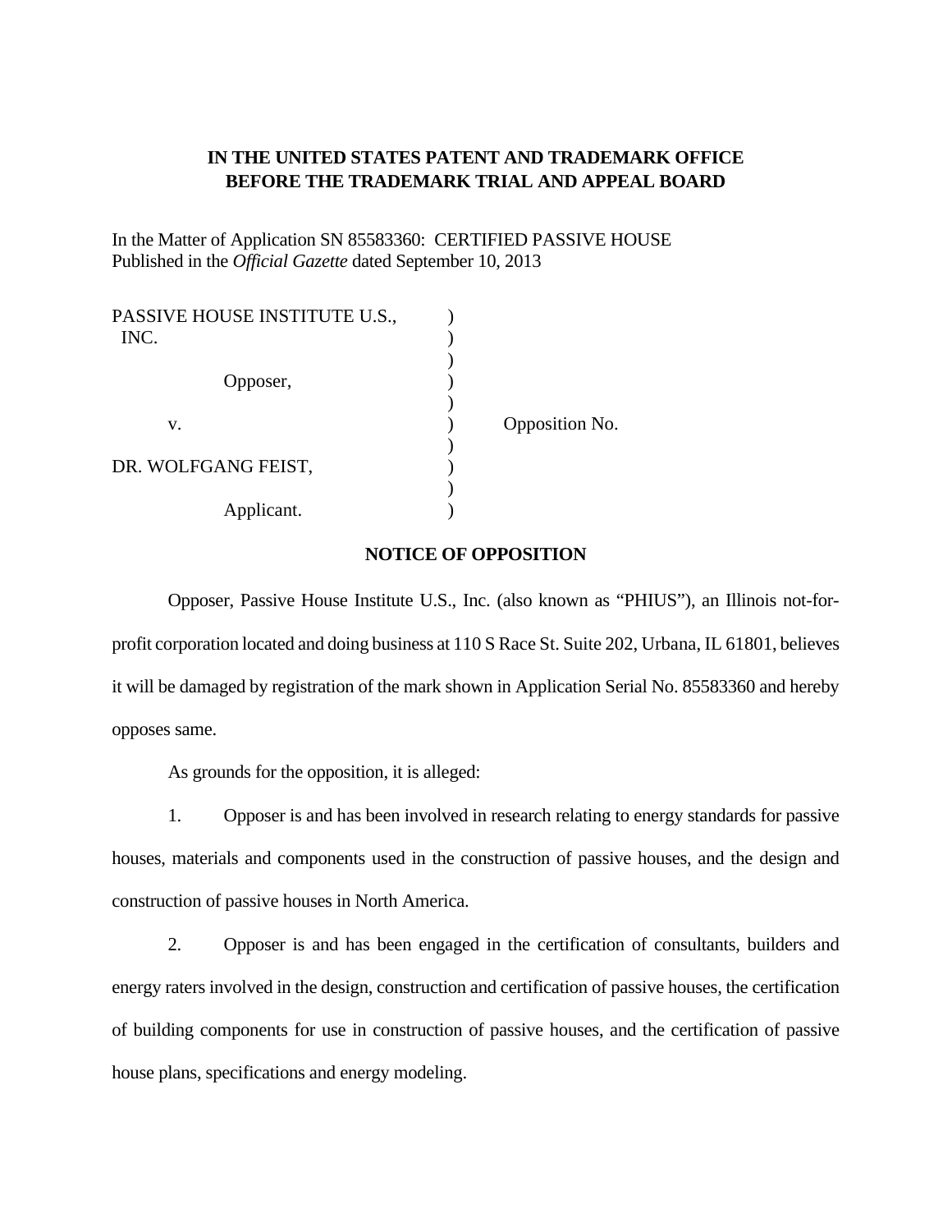**IN THE UNITED STATES PATENT AND TRADEMARK OFFICE**
**BEFORE THE TRADEMARK TRIAL AND APPEAL BOARD**

In the Matter of Application SN 85583360: CERTIFIED PASSIVE HOUSE
Published in the *Official Gazette* dated September 10, 2013

| | | |
|---|---|---|
| PASSIVE HOUSE INSTITUTE U.S., INC. | ) | |
| | ) | |
| Opposer, | ) | |
| | ) | |
| v. | ) | Opposition No. |
| | ) | |
| DR. WOLFGANG FEIST, | ) | |
| | ) | |
| Applicant. | ) | |

**NOTICE OF OPPOSITION**

Opposer, Passive House Institute U.S., Inc. (also known as "PHIUS"), an Illinois not-for-profit corporation located and doing business at 110 S Race St. Suite 202, Urbana, IL 61801, believes it will be damaged by registration of the mark shown in Application Serial No. 85583360 and hereby opposes same.

As grounds for the opposition, it is alleged:

1. Opposer is and has been involved in research relating to energy standards for passive houses, materials and components used in the construction of passive houses, and the design and construction of passive houses in North America.

2. Opposer is and has been engaged in the certification of consultants, builders and energy raters involved in the design, construction and certification of passive houses, the certification of building components for use in construction of passive houses, and the certification of passive house plans, specifications and energy modeling.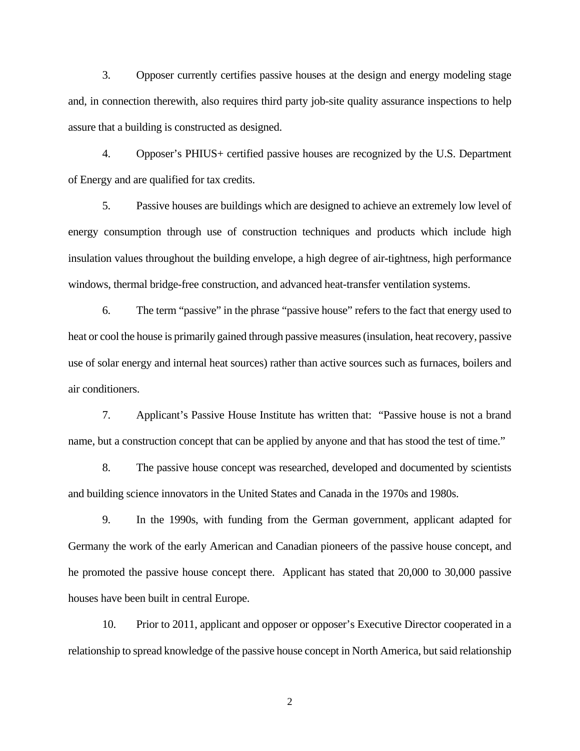3. Opposer currently certifies passive houses at the design and energy modeling stage and, in connection therewith, also requires third party job-site quality assurance inspections to help assure that a building is constructed as designed.

4. Opposer's PHIUS+ certified passive houses are recognized by the U.S. Department of Energy and are qualified for tax credits.

5. Passive houses are buildings which are designed to achieve an extremely low level of energy consumption through use of construction techniques and products which include high insulation values throughout the building envelope, a high degree of air-tightness, high performance windows, thermal bridge-free construction, and advanced heat-transfer ventilation systems.

6. The term "passive" in the phrase "passive house" refers to the fact that energy used to heat or cool the house is primarily gained through passive measures (insulation, heat recovery, passive use of solar energy and internal heat sources) rather than active sources such as furnaces, boilers and air conditioners.

7. Applicant's Passive House Institute has written that: "Passive house is not a brand name, but a construction concept that can be applied by anyone and that has stood the test of time."

8. The passive house concept was researched, developed and documented by scientists and building science innovators in the United States and Canada in the 1970s and 1980s.

9. In the 1990s, with funding from the German government, applicant adapted for Germany the work of the early American and Canadian pioneers of the passive house concept, and he promoted the passive house concept there. Applicant has stated that 20,000 to 30,000 passive houses have been built in central Europe.

10. Prior to 2011, applicant and opposer or opposer's Executive Director cooperated in a relationship to spread knowledge of the passive house concept in North America, but said relationship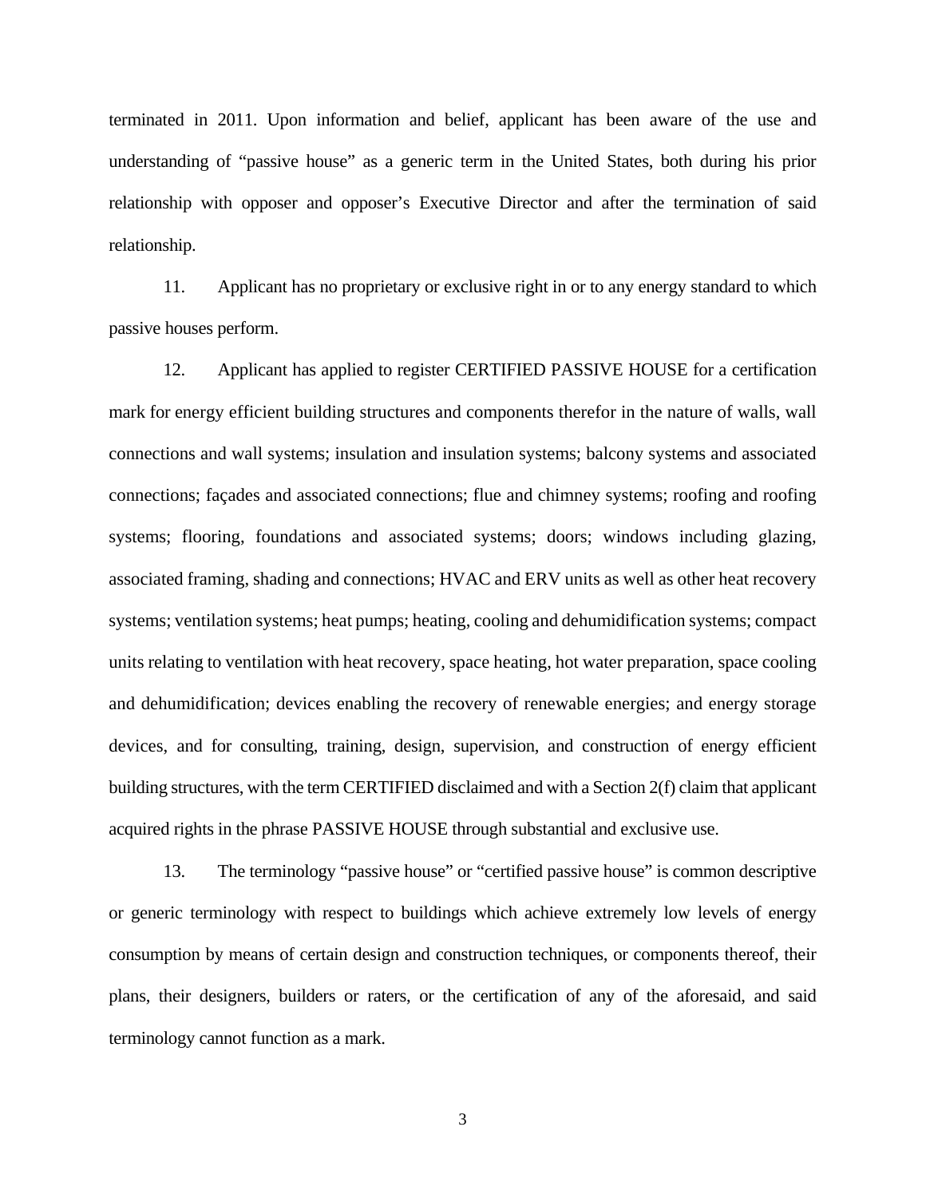terminated in 2011. Upon information and belief, applicant has been aware of the use and understanding of "passive house" as a generic term in the United States, both during his prior relationship with opposer and opposer's Executive Director and after the termination of said relationship.

11. Applicant has no proprietary or exclusive right in or to any energy standard to which passive houses perform.

12. Applicant has applied to register CERTIFIED PASSIVE HOUSE for a certification mark for energy efficient building structures and components therefor in the nature of walls, wall connections and wall systems; insulation and insulation systems; balcony systems and associated connections; façades and associated connections; flue and chimney systems; roofing and roofing systems; flooring, foundations and associated systems; doors; windows including glazing, associated framing, shading and connections; HVAC and ERV units as well as other heat recovery systems; ventilation systems; heat pumps; heating, cooling and dehumidification systems; compact units relating to ventilation with heat recovery, space heating, hot water preparation, space cooling and dehumidification; devices enabling the recovery of renewable energies; and energy storage devices, and for consulting, training, design, supervision, and construction of energy efficient building structures, with the term CERTIFIED disclaimed and with a Section 2(f) claim that applicant acquired rights in the phrase PASSIVE HOUSE through substantial and exclusive use.

13. The terminology "passive house" or "certified passive house" is common descriptive or generic terminology with respect to buildings which achieve extremely low levels of energy consumption by means of certain design and construction techniques, or components thereof, their plans, their designers, builders or raters, or the certification of any of the aforesaid, and said terminology cannot function as a mark.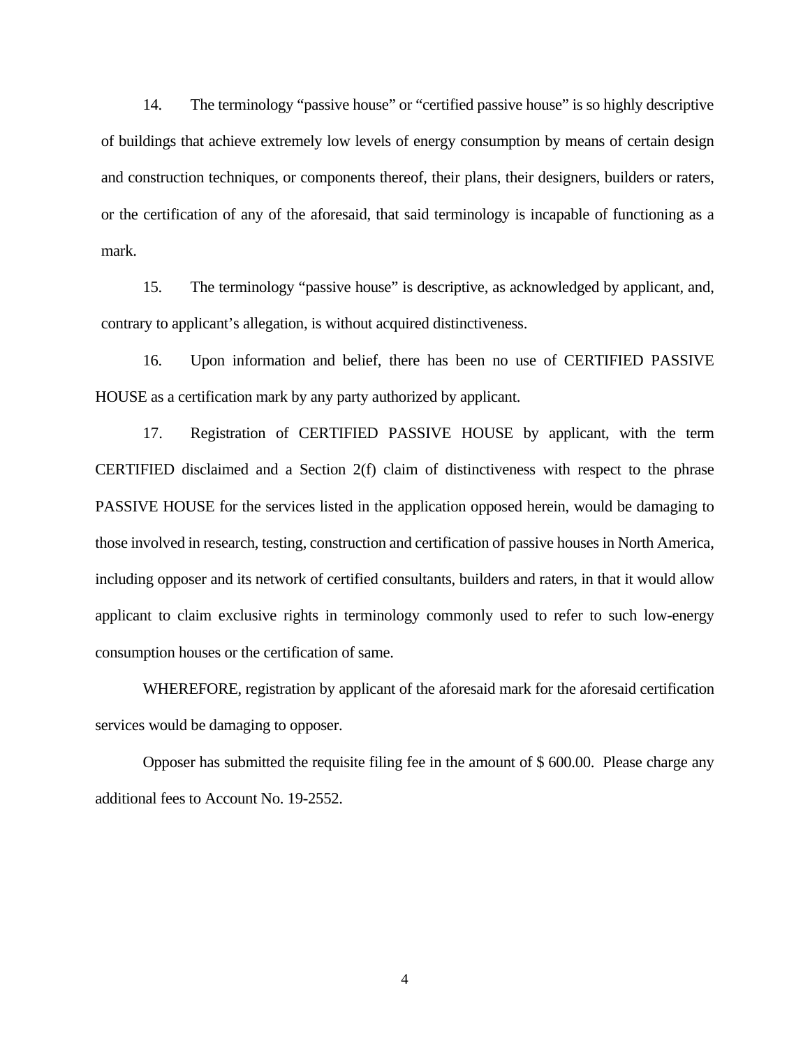14. The terminology "passive house" or "certified passive house" is so highly descriptive of buildings that achieve extremely low levels of energy consumption by means of certain design and construction techniques, or components thereof, their plans, their designers, builders or raters, or the certification of any of the aforesaid, that said terminology is incapable of functioning as a mark.

15. The terminology "passive house" is descriptive, as acknowledged by applicant, and, contrary to applicant's allegation, is without acquired distinctiveness.

16. Upon information and belief, there has been no use of CERTIFIED PASSIVE HOUSE as a certification mark by any party authorized by applicant.

17. Registration of CERTIFIED PASSIVE HOUSE by applicant, with the term CERTIFIED disclaimed and a Section 2(f) claim of distinctiveness with respect to the phrase PASSIVE HOUSE for the services listed in the application opposed herein, would be damaging to those involved in research, testing, construction and certification of passive houses in North America, including opposer and its network of certified consultants, builders and raters, in that it would allow applicant to claim exclusive rights in terminology commonly used to refer to such low-energy consumption houses or the certification of same.

WHEREFORE, registration by applicant of the aforesaid mark for the aforesaid certification services would be damaging to opposer.

Opposer has submitted the requisite filing fee in the amount of $ 600.00. Please charge any additional fees to Account No. 19-2552.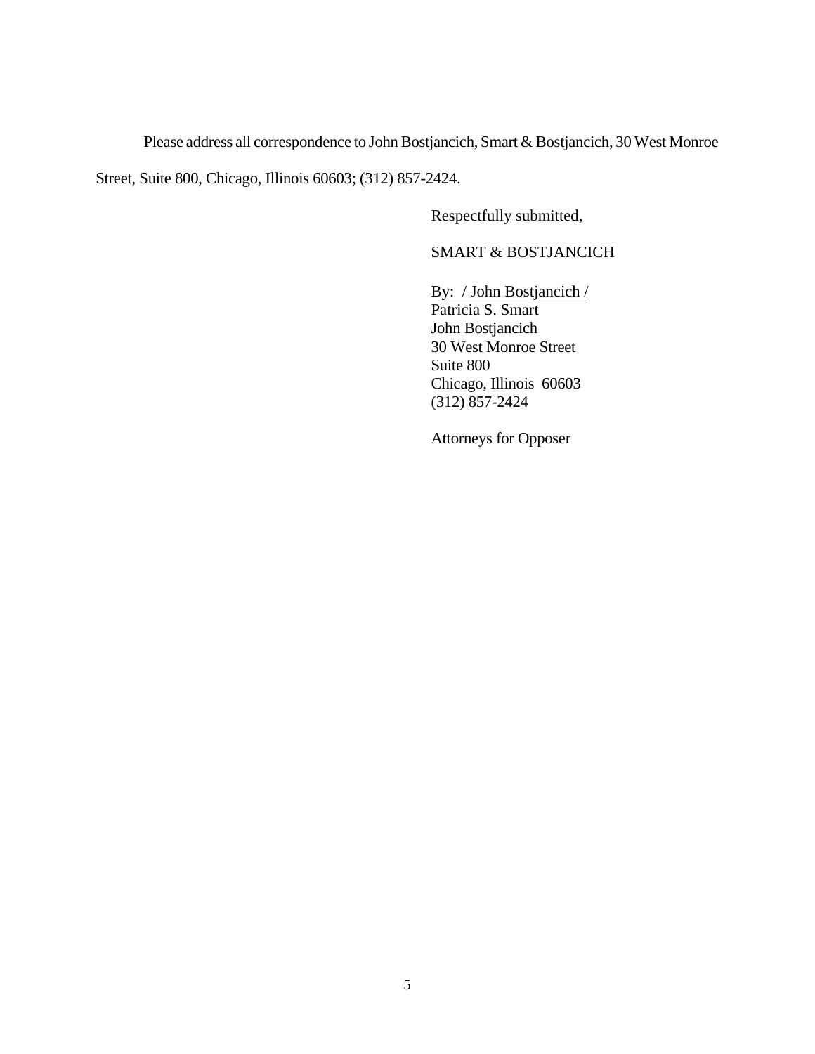Please address all correspondence to John Bostjancich, Smart & Bostjancich, 30 West Monroe Street, Suite 800, Chicago, Illinois 60603; (312) 857-2424.

Respectfully submitted,

SMART & BOSTJANCICH

By: / John Bostjancich /  
Patricia S. Smart  
John Bostjancich  
30 West Monroe Street  
Suite 800  
Chicago, Illinois 60603  
(312) 857-2424

Attorneys for Opposer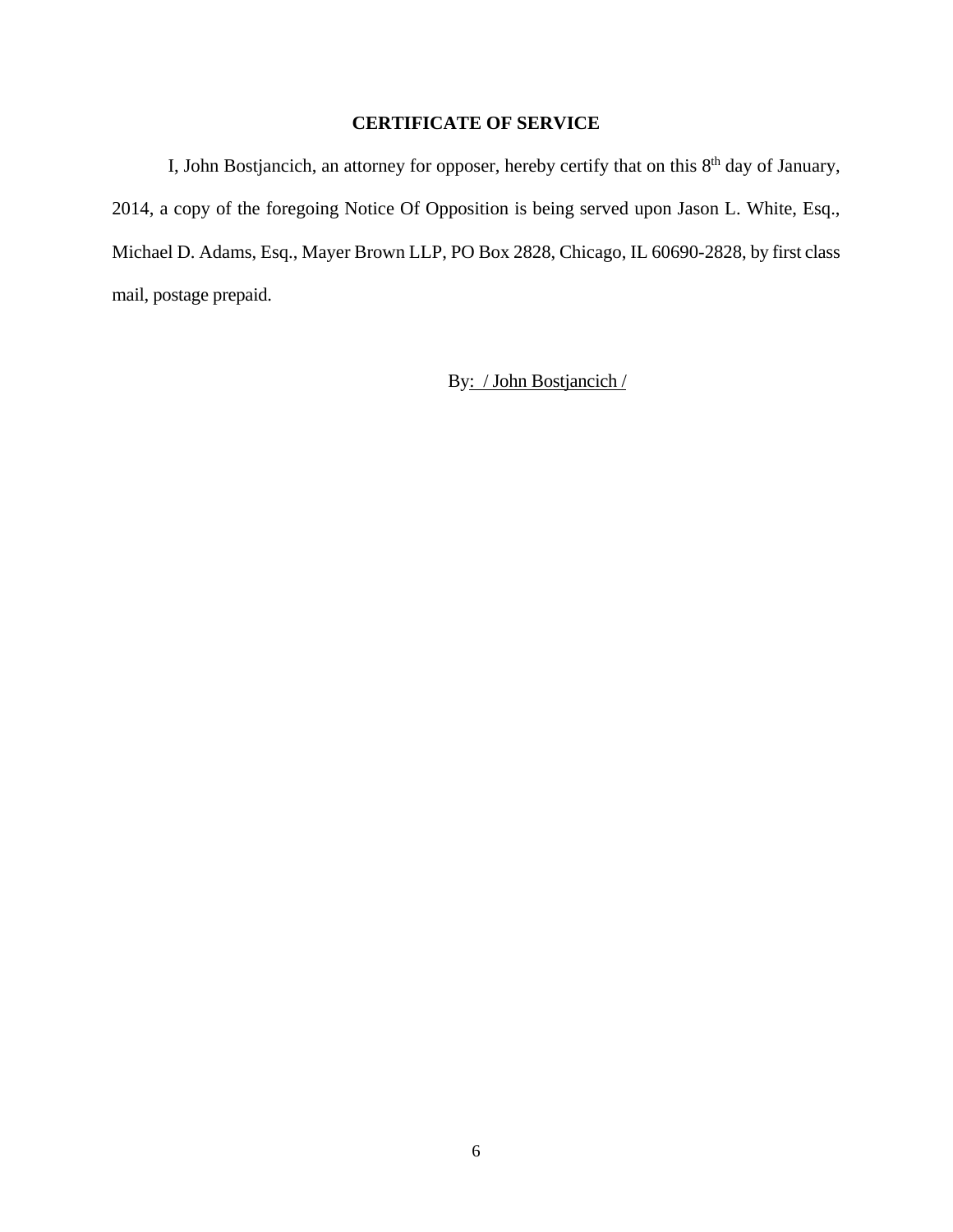# CERTIFICATE OF SERVICE

I, John Bostjancich, an attorney for opposer, hereby certify that on this 8th day of January, 2014, a copy of the foregoing Notice Of Opposition is being served upon Jason L. White, Esq., Michael D. Adams, Esq., Mayer Brown LLP, PO Box 2828, Chicago, IL 60690-2828, by first class mail, postage prepaid.

By: / John Bostjancich /